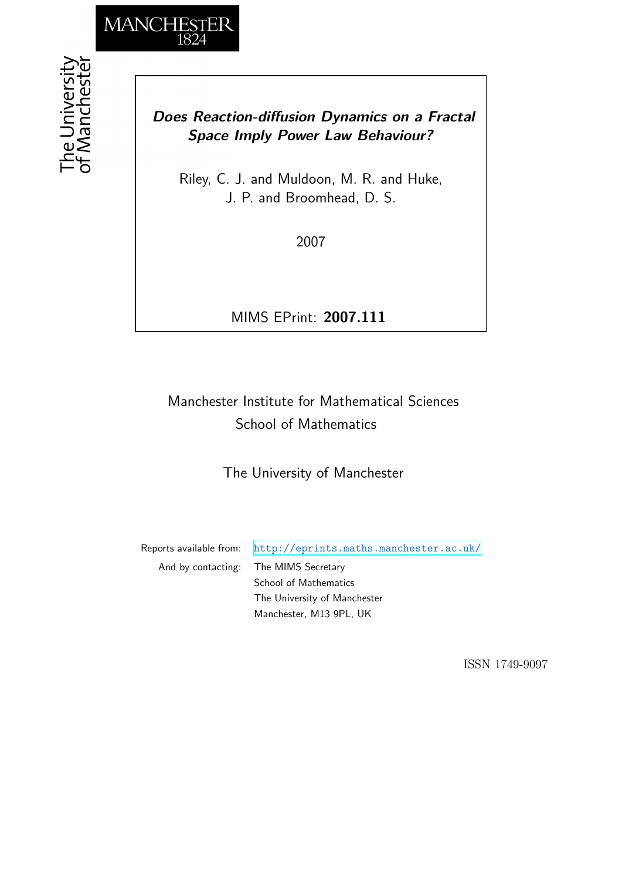MANCHESTER
1824

The University
of Manchester

# *Does Reaction-diffusion Dynamics on a Fractal Space Imply Power Law Behaviour?*

Riley, C. J. and Muldoon, M. R. and Huke, J. P. and Broomhead, D. S.

2007

MIMS EPrint: **2007.111**

Manchester Institute for Mathematical Sciences
School of Mathematics

The University of Manchester

Reports available from: http://eprints.maths.manchester.ac.uk/
And by contacting: The MIMS Secretary
School of Mathematics
The University of Manchester
Manchester, M13 9PL, UK

ISSN 1749-9097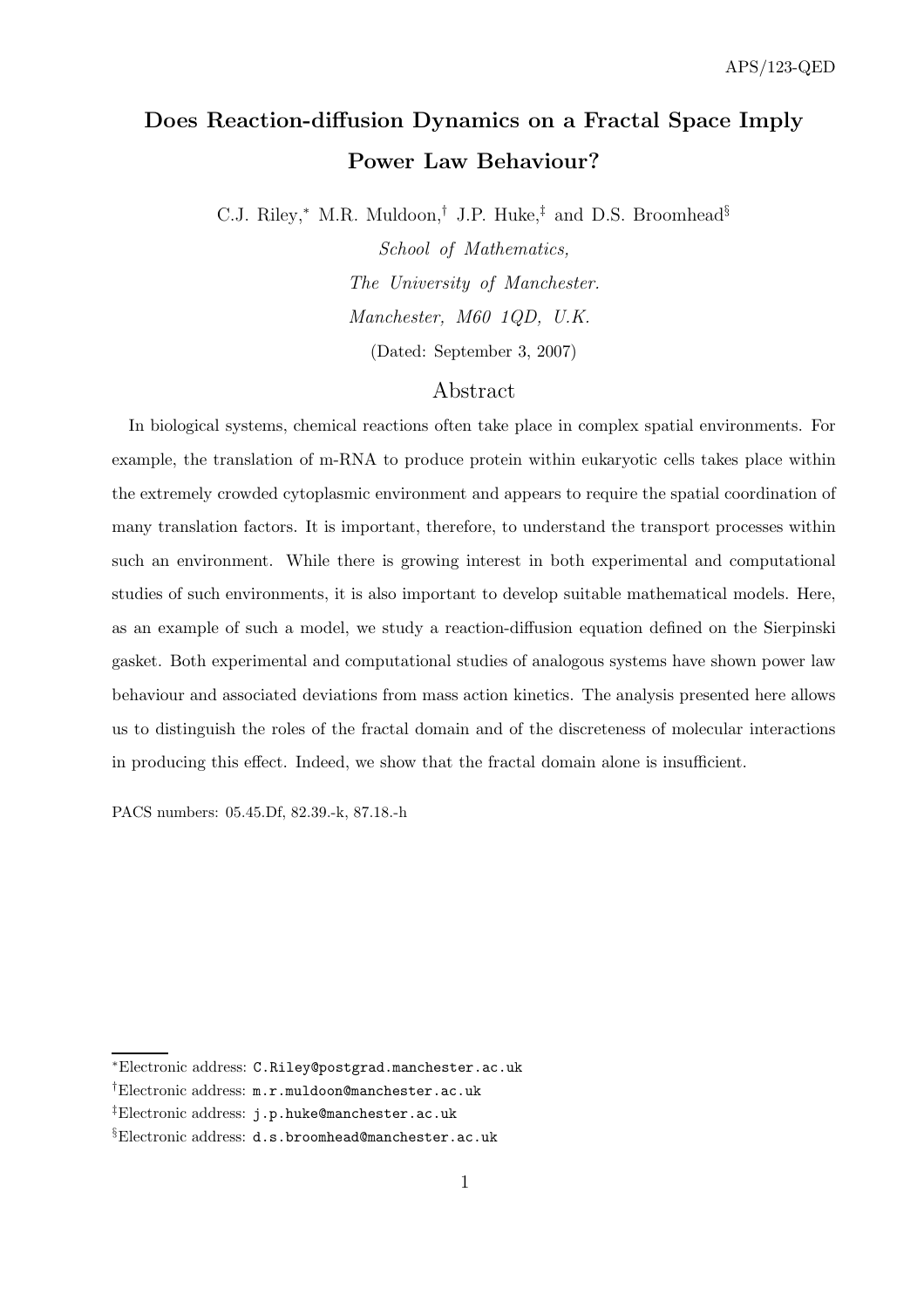# Does Reaction-diffusion Dynamics on a Fractal Space Imply Power Law Behaviour?

C.J. Riley,[*] M.R. Muldoon,[†] J.P. Huke,[‡] and D.S. Broomhead[§]

*School of Mathematics,*
*The University of Manchester.*
*Manchester, M60 1QD, U.K.*

(Dated: September 3, 2007)

## Abstract

In biological systems, chemical reactions often take place in complex spatial environments. For example, the translation of m-RNA to produce protein within eukaryotic cells takes place within the extremely crowded cytoplasmic environment and appears to require the spatial coordination of many translation factors. It is important, therefore, to understand the transport processes within such an environment. While there is growing interest in both experimental and computational studies of such environments, it is also important to develop suitable mathematical models. Here, as an example of such a model, we study a reaction-diffusion equation defined on the Sierpinski gasket. Both experimental and computational studies of analogous systems have shown power law behaviour and associated deviations from mass action kinetics. The analysis presented here allows us to distinguish the roles of the fractal domain and of the discreteness of molecular interactions in producing this effect. Indeed, we show that the fractal domain alone is insufficient.

PACS numbers: 05.45.Df, 82.39.-k, 87.18.-h

---

[*] Electronic address: `C.Riley@postgrad.manchester.ac.uk`

[†] Electronic address: `m.r.muldoon@manchester.ac.uk`

[‡] Electronic address: `j.p.huke@manchester.ac.uk`

[§] Electronic address: `d.s.broomhead@manchester.ac.uk`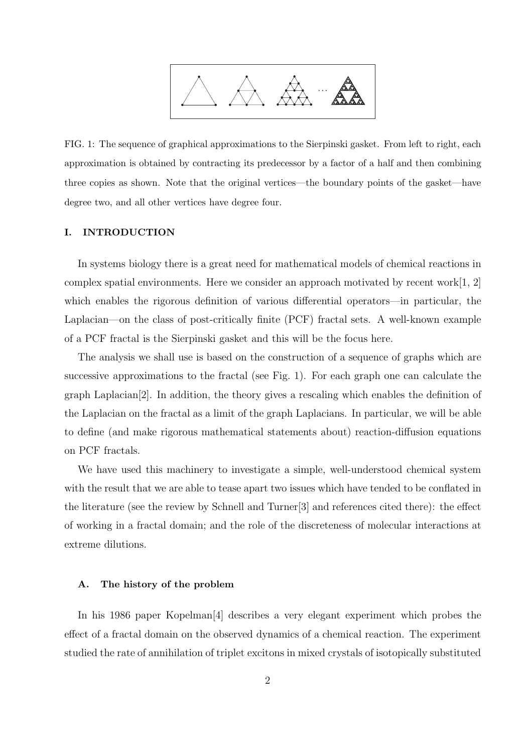FIG. 1: The sequence of graphical approximations to the Sierpinski gasket. From left to right, each approximation is obtained by contracting its predecessor by a factor of a half and then combining three copies as shown. Note that the original vertices—the boundary points of the gasket—have degree two, and all other vertices have degree four.

## I. INTRODUCTION

In systems biology there is a great need for mathematical models of chemical reactions in complex spatial environments. Here we consider an approach motivated by recent work[1, 2] which enables the rigorous definition of various differential operators—in particular, the Laplacian—on the class of post-critically finite (PCF) fractal sets. A well-known example of a PCF fractal is the Sierpinski gasket and this will be the focus here.

The analysis we shall use is based on the construction of a sequence of graphs which are successive approximations to the fractal (see Fig. 1). For each graph one can calculate the graph Laplacian[2]. In addition, the theory gives a rescaling which enables the definition of the Laplacian on the fractal as a limit of the graph Laplacians. In particular, we will be able to define (and make rigorous mathematical statements about) reaction-diffusion equations on PCF fractals.

We have used this machinery to investigate a simple, well-understood chemical system with the result that we are able to tease apart two issues which have tended to be conflated in the literature (see the review by Schnell and Turner[3] and references cited there): the effect of working in a fractal domain; and the role of the discreteness of molecular interactions at extreme dilutions.

### A. The history of the problem

In his 1986 paper Kopelman[4] describes a very elegant experiment which probes the effect of a fractal domain on the observed dynamics of a chemical reaction. The experiment studied the rate of annihilation of triplet excitons in mixed crystals of isotopically substituted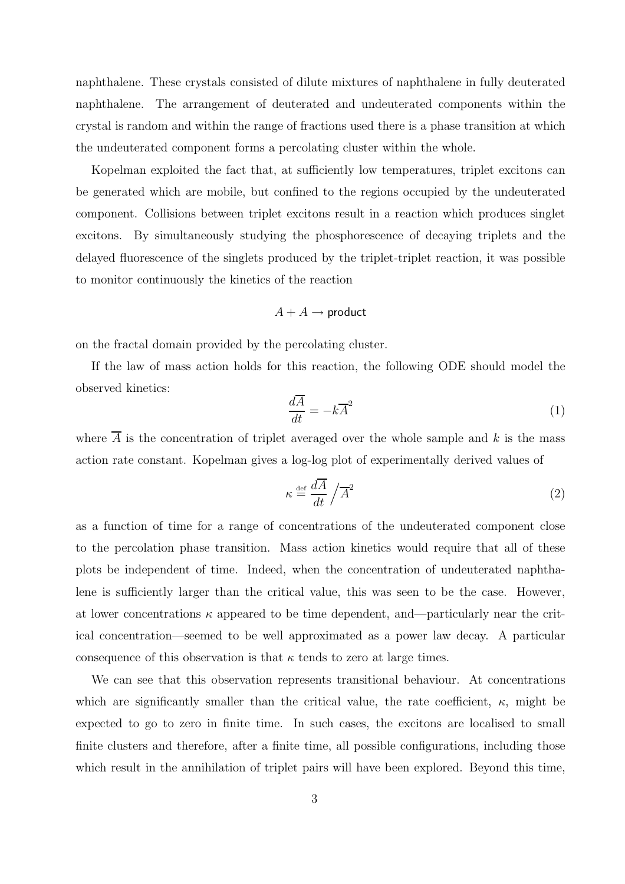naphthalene. These crystals consisted of dilute mixtures of naphthalene in fully deuterated naphthalene. The arrangement of deuterated and undeuterated components within the crystal is random and within the range of fractions used there is a phase transition at which the undeuterated component forms a percolating cluster within the whole.

Kopelman exploited the fact that, at sufficiently low temperatures, triplet excitons can be generated which are mobile, but confined to the regions occupied by the undeuterated component. Collisions between triplet excitons result in a reaction which produces singlet excitons. By simultaneously studying the phosphorescence of decaying triplets and the delayed fluorescence of the singlets produced by the triplet-triplet reaction, it was possible to monitor continuously the kinetics of the reaction

$$A + A \rightarrow \textsf{product}$$

on the fractal domain provided by the percolating cluster.

If the law of mass action holds for this reaction, the following ODE should model the observed kinetics:

$$\frac{d\overline{A}}{dt} = -k\overline{A}^2 \tag{1}$$

where $\overline{A}$ is the concentration of triplet averaged over the whole sample and $k$ is the mass action rate constant. Kopelman gives a log-log plot of experimentally derived values of

$$\kappa \stackrel{\text{def}}{=} \frac{d\overline{A}}{dt} \Big/ \overline{A}^2 \tag{2}$$

as a function of time for a range of concentrations of the undeuterated component close to the percolation phase transition. Mass action kinetics would require that all of these plots be independent of time. Indeed, when the concentration of undeuterated naphthalene is sufficiently larger than the critical value, this was seen to be the case. However, at lower concentrations $\kappa$ appeared to be time dependent, and—particularly near the critical concentration—seemed to be well approximated as a power law decay. A particular consequence of this observation is that $\kappa$ tends to zero at large times.

We can see that this observation represents transitional behaviour. At concentrations which are significantly smaller than the critical value, the rate coefficient, $\kappa$, might be expected to go to zero in finite time. In such cases, the excitons are localised to small finite clusters and therefore, after a finite time, all possible configurations, including those which result in the annihilation of triplet pairs will have been explored. Beyond this time,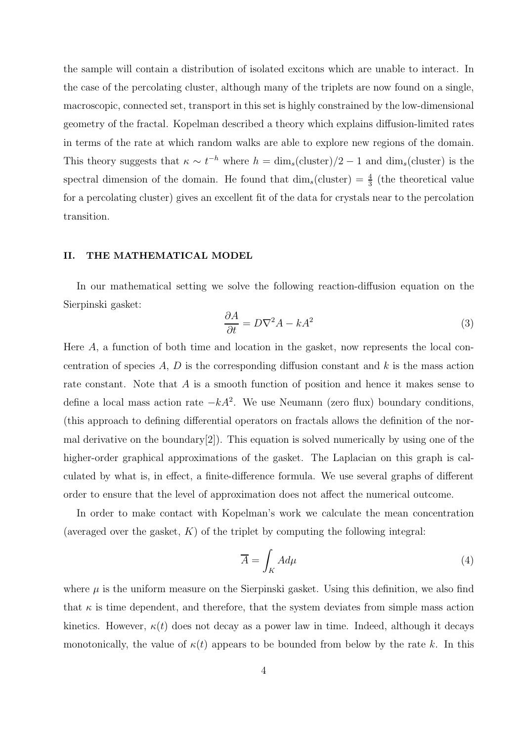the sample will contain a distribution of isolated excitons which are unable to interact. In the case of the percolating cluster, although many of the triplets are now found on a single, macroscopic, connected set, transport in this set is highly constrained by the low-dimensional geometry of the fractal. Kopelman described a theory which explains diffusion-limited rates in terms of the rate at which random walks are able to explore new regions of the domain. This theory suggests that $\kappa \sim t^{-h}$ where $h = \dim_s(\text{cluster})/2 - 1$ and $\dim_s(\text{cluster})$ is the spectral dimension of the domain. He found that $\dim_s(\text{cluster}) = \frac{4}{3}$ (the theoretical value for a percolating cluster) gives an excellent fit of the data for crystals near to the percolation transition.

## II. THE MATHEMATICAL MODEL

In our mathematical setting we solve the following reaction-diffusion equation on the Sierpinski gasket:

$$\frac{\partial A}{\partial t} = D\nabla^2 A - kA^2 \tag{3}$$

Here $A$, a function of both time and location in the gasket, now represents the local concentration of species $A$, $D$ is the corresponding diffusion constant and $k$ is the mass action rate constant. Note that $A$ is a smooth function of position and hence it makes sense to define a local mass action rate $-kA^2$. We use Neumann (zero flux) boundary conditions, (this approach to defining differential operators on fractals allows the definition of the normal derivative on the boundary[2]). This equation is solved numerically by using one of the higher-order graphical approximations of the gasket. The Laplacian on this graph is calculated by what is, in effect, a finite-difference formula. We use several graphs of different order to ensure that the level of approximation does not affect the numerical outcome.

In order to make contact with Kopelman's work we calculate the mean concentration (averaged over the gasket, $K$) of the triplet by computing the following integral:

$$\overline{A} = \int_K A d\mu \tag{4}$$

where $\mu$ is the uniform measure on the Sierpinski gasket. Using this definition, we also find that $\kappa$ is time dependent, and therefore, that the system deviates from simple mass action kinetics. However, $\kappa(t)$ does not decay as a power law in time. Indeed, although it decays monotonically, the value of $\kappa(t)$ appears to be bounded from below by the rate $k$. In this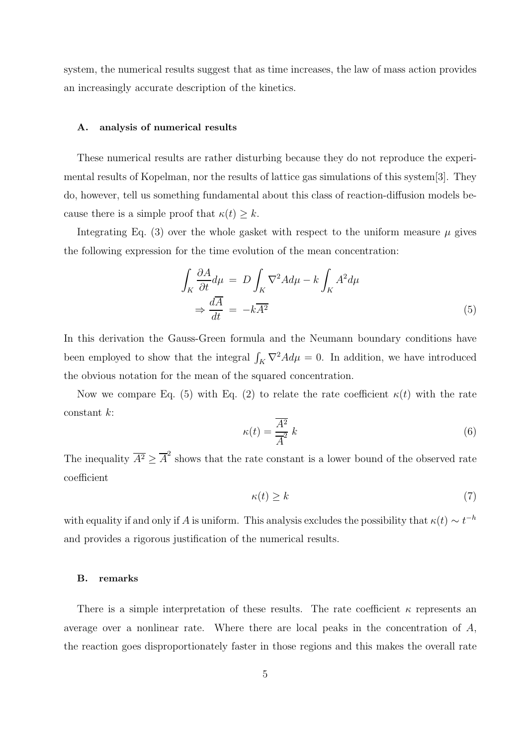system, the numerical results suggest that as time increases, the law of mass action provides an increasingly accurate description of the kinetics.

### A. analysis of numerical results

These numerical results are rather disturbing because they do not reproduce the experimental results of Kopelman, nor the results of lattice gas simulations of this system[3]. They do, however, tell us something fundamental about this class of reaction-diffusion models because there is a simple proof that $\kappa(t) \geq k$.

Integrating Eq. (3) over the whole gasket with respect to the uniform measure $\mu$ gives the following expression for the time evolution of the mean concentration:

$$\begin{aligned} \int_K \frac{\partial A}{\partial t} d\mu &= D \int_K \nabla^2 A d\mu - k \int_K A^2 d\mu \\ \Rightarrow \frac{d\overline{A}}{dt} &= -k\overline{A^2} \end{aligned} \tag{5}$$

In this derivation the Gauss-Green formula and the Neumann boundary conditions have been employed to show that the integral $\int_K \nabla^2 A d\mu = 0$. In addition, we have introduced the obvious notation for the mean of the squared concentration.

Now we compare Eq. (5) with Eq. (2) to relate the rate coefficient $\kappa(t)$ with the rate constant $k$:

$$\kappa(t) = \frac{\overline{A^2}}{\overline{A}^2}\, k \tag{6}$$

The inequality $\overline{A^2} \geq \overline{A}^2$ shows that the rate constant is a lower bound of the observed rate coefficient

$$\kappa(t) \geq k \tag{7}$$

with equality if and only if $A$ is uniform. This analysis excludes the possibility that $\kappa(t) \sim t^{-h}$ and provides a rigorous justification of the numerical results.

### B. remarks

There is a simple interpretation of these results. The rate coefficient $\kappa$ represents an average over a nonlinear rate. Where there are local peaks in the concentration of $A$, the reaction goes disproportionately faster in those regions and this makes the overall rate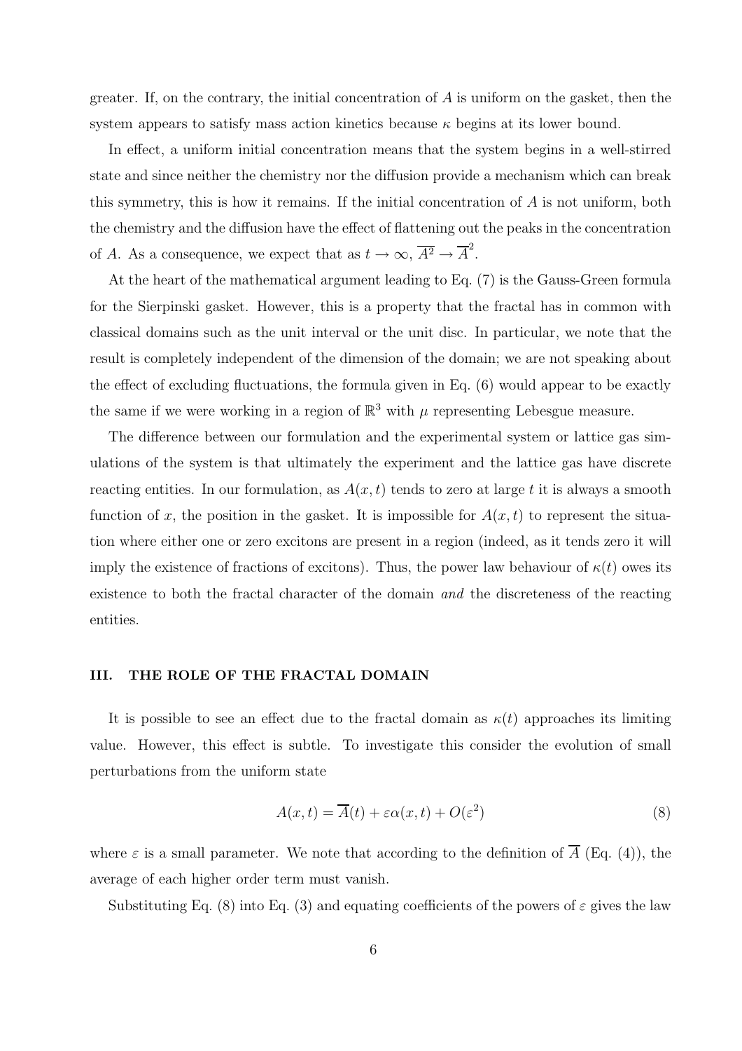greater. If, on the contrary, the initial concentration of $A$ is uniform on the gasket, then the system appears to satisfy mass action kinetics because $\kappa$ begins at its lower bound.

In effect, a uniform initial concentration means that the system begins in a well-stirred state and since neither the chemistry nor the diffusion provide a mechanism which can break this symmetry, this is how it remains. If the initial concentration of $A$ is not uniform, both the chemistry and the diffusion have the effect of flattening out the peaks in the concentration of $A$. As a consequence, we expect that as $t \to \infty$, $\overline{A^2} \to \overline{A}^2$.

At the heart of the mathematical argument leading to Eq. (7) is the Gauss-Green formula for the Sierpinski gasket. However, this is a property that the fractal has in common with classical domains such as the unit interval or the unit disc. In particular, we note that the result is completely independent of the dimension of the domain; we are not speaking about the effect of excluding fluctuations, the formula given in Eq. (6) would appear to be exactly the same if we were working in a region of $\mathbb{R}^3$ with $\mu$ representing Lebesgue measure.

The difference between our formulation and the experimental system or lattice gas simulations of the system is that ultimately the experiment and the lattice gas have discrete reacting entities. In our formulation, as $A(x,t)$ tends to zero at large $t$ it is always a smooth function of $x$, the position in the gasket. It is impossible for $A(x,t)$ to represent the situation where either one or zero excitons are present in a region (indeed, as it tends zero it will imply the existence of fractions of excitons). Thus, the power law behaviour of $\kappa(t)$ owes its existence to both the fractal character of the domain *and* the discreteness of the reacting entities.

## III. THE ROLE OF THE FRACTAL DOMAIN

It is possible to see an effect due to the fractal domain as $\kappa(t)$ approaches its limiting value. However, this effect is subtle. To investigate this consider the evolution of small perturbations from the uniform state

$$A(x,t) = \overline{A}(t) + \varepsilon\alpha(x,t) + O(\varepsilon^2) \tag{8}$$

where $\varepsilon$ is a small parameter. We note that according to the definition of $\overline{A}$ (Eq. (4)), the average of each higher order term must vanish.

Substituting Eq. (8) into Eq. (3) and equating coefficients of the powers of $\varepsilon$ gives the law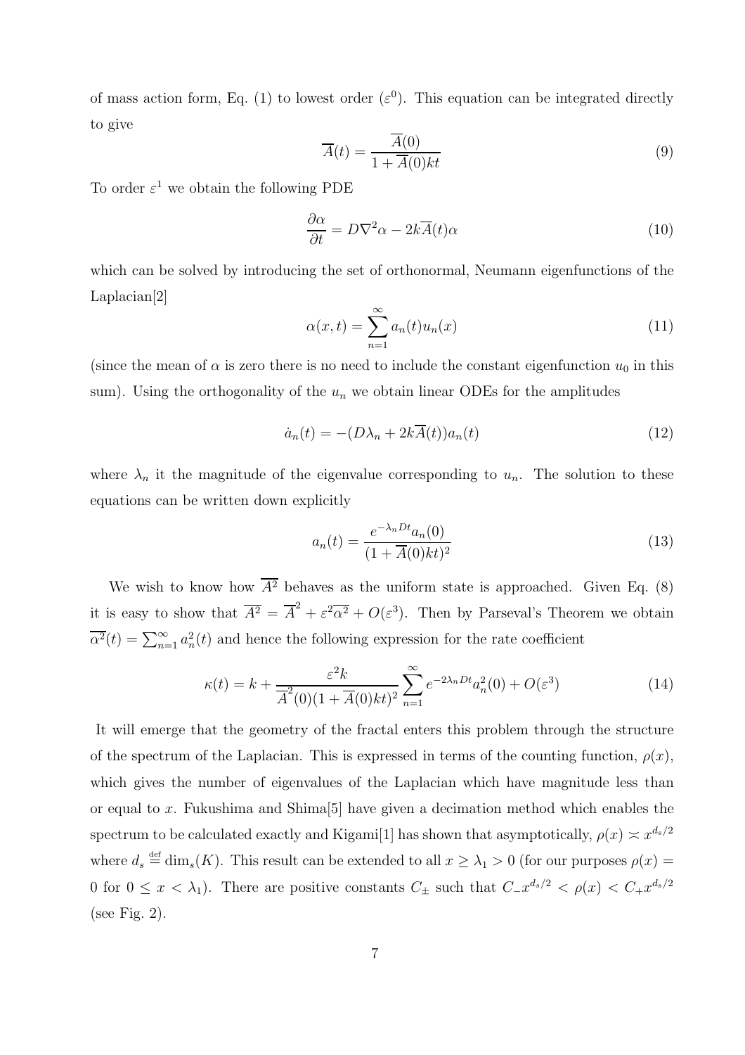of mass action form, Eq. (1) to lowest order ($\varepsilon^0$). This equation can be integrated directly to give

$$\overline{A}(t) = \frac{\overline{A}(0)}{1 + \overline{A}(0)kt} \tag{9}$$

To order $\varepsilon^1$ we obtain the following PDE

$$\frac{\partial \alpha}{\partial t} = D\nabla^2 \alpha - 2k\overline{A}(t)\alpha \tag{10}$$

which can be solved by introducing the set of orthonormal, Neumann eigenfunctions of the Laplacian[2]

$$\alpha(x,t) = \sum_{n=1}^{\infty} a_n(t) u_n(x) \tag{11}$$

(since the mean of $\alpha$ is zero there is no need to include the constant eigenfunction $u_0$ in this sum). Using the orthogonality of the $u_n$ we obtain linear ODEs for the amplitudes

$$\dot{a}_n(t) = -(D\lambda_n + 2k\overline{A}(t))a_n(t) \tag{12}$$

where $\lambda_n$ it the magnitude of the eigenvalue corresponding to $u_n$. The solution to these equations can be written down explicitly

$$a_n(t) = \frac{e^{-\lambda_n Dt} a_n(0)}{(1 + \overline{A}(0)kt)^2} \tag{13}$$

We wish to know how $\overline{A^2}$ behaves as the uniform state is approached. Given Eq. (8) it is easy to show that $\overline{A^2} = \overline{A}^2 + \varepsilon^2 \overline{\alpha^2} + O(\varepsilon^3)$. Then by Parseval's Theorem we obtain $\overline{\alpha^2}(t) = \sum_{n=1}^{\infty} a_n^2(t)$ and hence the following expression for the rate coefficient

$$\kappa(t) = k + \frac{\varepsilon^2 k}{\overline{A}^2(0)(1 + \overline{A}(0)kt)^2} \sum_{n=1}^{\infty} e^{-2\lambda_n Dt} a_n^2(0) + O(\varepsilon^3) \tag{14}$$

It will emerge that the geometry of the fractal enters this problem through the structure of the spectrum of the Laplacian. This is expressed in terms of the counting function, $\rho(x)$, which gives the number of eigenvalues of the Laplacian which have magnitude less than or equal to $x$. Fukushima and Shima[5] have given a decimation method which enables the spectrum to be calculated exactly and Kigami[1] has shown that asymptotically, $\rho(x) \asymp x^{d_s/2}$ where $d_s \stackrel{\text{def}}{=} \dim_s(K)$. This result can be extended to all $x \geq \lambda_1 > 0$ (for our purposes $\rho(x) = 0$ for $0 \leq x < \lambda_1$). There are positive constants $C_\pm$ such that $C_- x^{d_s/2} < \rho(x) < C_+ x^{d_s/2}$ (see Fig. 2).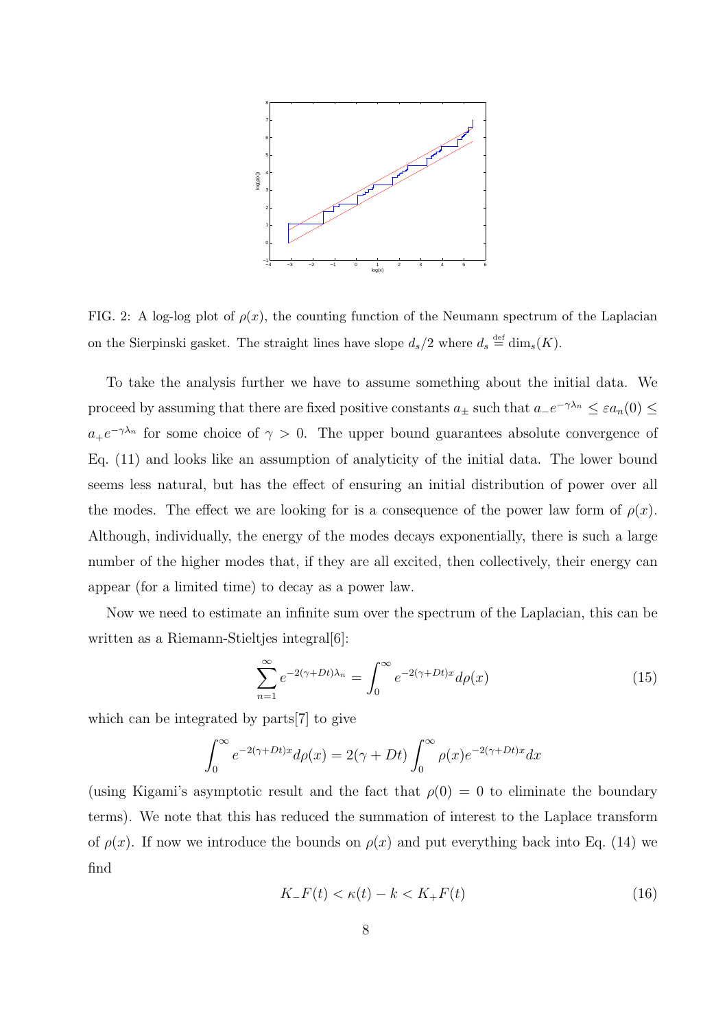FIG. 2: A log-log plot of $\rho(x)$, the counting function of the Neumann spectrum of the Laplacian on the Sierpinski gasket. The straight lines have slope $d_s/2$ where $d_s \stackrel{\text{def}}{=} \dim_s(K)$.

To take the analysis further we have to assume something about the initial data. We proceed by assuming that there are fixed positive constants $a_\pm$ such that $a_- e^{-\gamma\lambda_n} \leq \varepsilon a_n(0) \leq a_+ e^{-\gamma\lambda_n}$ for some choice of $\gamma > 0$. The upper bound guarantees absolute convergence of Eq. (11) and looks like an assumption of analyticity of the initial data. The lower bound seems less natural, but has the effect of ensuring an initial distribution of power over all the modes. The effect we are looking for is a consequence of the power law form of $\rho(x)$. Although, individually, the energy of the modes decays exponentially, there is such a large number of the higher modes that, if they are all excited, then collectively, their energy can appear (for a limited time) to decay as a power law.

Now we need to estimate an infinite sum over the spectrum of the Laplacian, this can be written as a Riemann-Stieltjes integral[6]:

$$\sum_{n=1}^{\infty} e^{-2(\gamma+Dt)\lambda_n} = \int_0^\infty e^{-2(\gamma+Dt)x} d\rho(x) \tag{15}$$

which can be integrated by parts[7] to give

$$\int_0^\infty e^{-2(\gamma+Dt)x} d\rho(x) = 2(\gamma + Dt) \int_0^\infty \rho(x) e^{-2(\gamma+Dt)x} dx$$

(using Kigami's asymptotic result and the fact that $\rho(0) = 0$ to eliminate the boundary terms). We note that this has reduced the summation of interest to the Laplace transform of $\rho(x)$. If now we introduce the bounds on $\rho(x)$ and put everything back into Eq. (14) we find

$$K_- F(t) < \kappa(t) - k < K_+ F(t) \tag{16}$$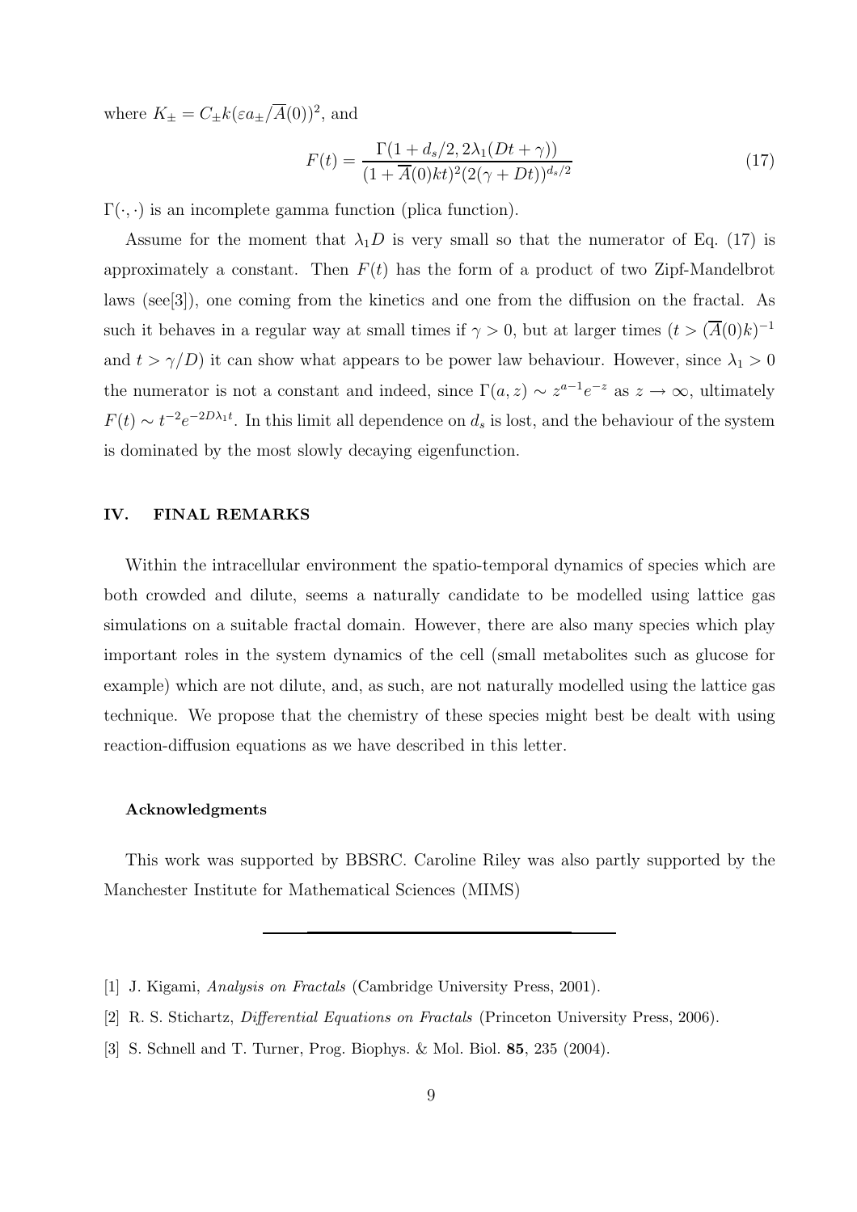where $K_\pm = C_\pm k(\varepsilon a_\pm/\overline{A}(0))^2$, and

$$F(t) = \frac{\Gamma(1 + d_s/2, 2\lambda_1(Dt + \gamma))}{(1 + \overline{A}(0)kt)^2(2(\gamma + Dt))^{d_s/2}} \tag{17}$$

$\Gamma(\cdot, \cdot)$ is an incomplete gamma function (plica function).

Assume for the moment that $\lambda_1 D$ is very small so that the numerator of Eq. (17) is approximately a constant. Then $F(t)$ has the form of a product of two Zipf-Mandelbrot laws (see[3]), one coming from the kinetics and one from the diffusion on the fractal. As such it behaves in a regular way at small times if $\gamma > 0$, but at larger times ($t > (\overline{A}(0)k)^{-1}$ and $t > \gamma/D$) it can show what appears to be power law behaviour. However, since $\lambda_1 > 0$ the numerator is not a constant and indeed, since $\Gamma(a, z) \sim z^{a-1}e^{-z}$ as $z \to \infty$, ultimately $F(t) \sim t^{-2}e^{-2D\lambda_1 t}$. In this limit all dependence on $d_s$ is lost, and the behaviour of the system is dominated by the most slowly decaying eigenfunction.

## IV. FINAL REMARKS

Within the intracellular environment the spatio-temporal dynamics of species which are both crowded and dilute, seems a naturally candidate to be modelled using lattice gas simulations on a suitable fractal domain. However, there are also many species which play important roles in the system dynamics of the cell (small metabolites such as glucose for example) which are not dilute, and, as such, are not naturally modelled using the lattice gas technique. We propose that the chemistry of these species might best be dealt with using reaction-diffusion equations as we have described in this letter.

### Acknowledgments

This work was supported by BBSRC. Caroline Riley was also partly supported by the Manchester Institute for Mathematical Sciences (MIMS)

---

[1] J. Kigami, *Analysis on Fractals* (Cambridge University Press, 2001).

[2] R. S. Stichartz, *Differential Equations on Fractals* (Princeton University Press, 2006).

[3] S. Schnell and T. Turner, Prog. Biophys. & Mol. Biol. **85**, 235 (2004).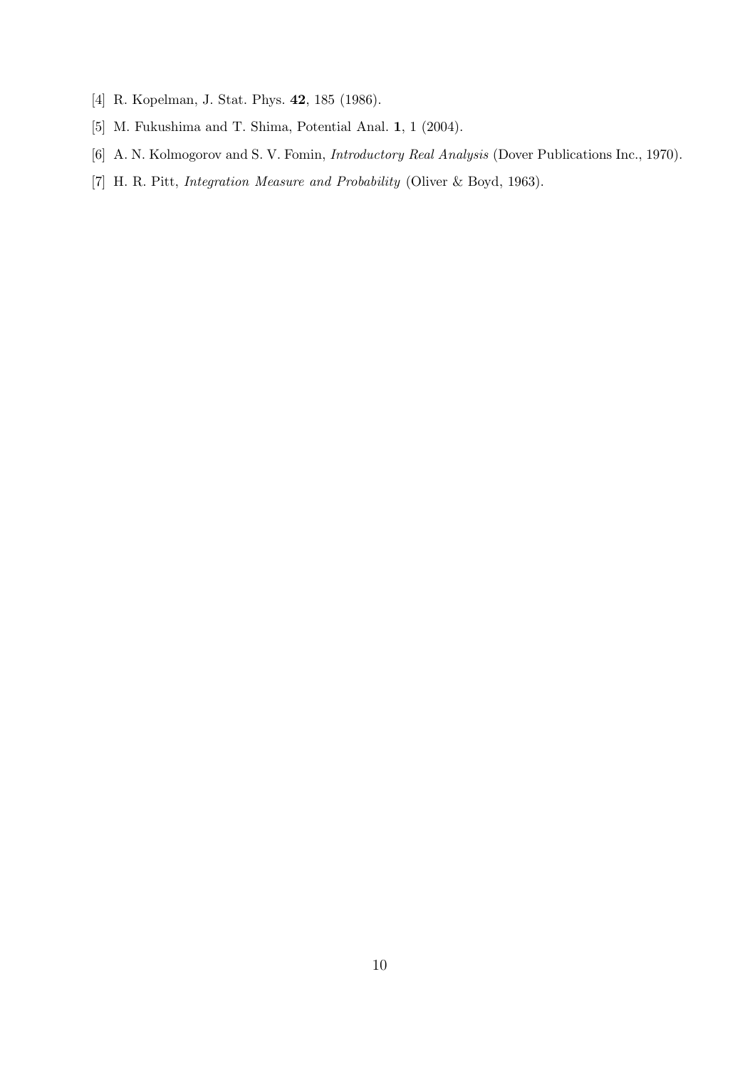[4] R. Kopelman, J. Stat. Phys. **42**, 185 (1986).

[5] M. Fukushima and T. Shima, Potential Anal. **1**, 1 (2004).

[6] A. N. Kolmogorov and S. V. Fomin, *Introductory Real Analysis* (Dover Publications Inc., 1970).

[7] H. R. Pitt, *Integration Measure and Probability* (Oliver & Boyd, 1963).